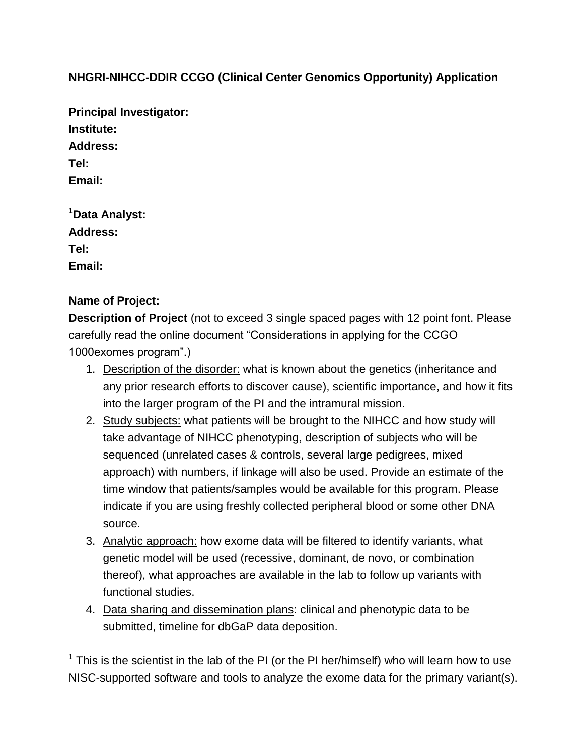**NHGRI-NIHCC-DDIR CCGO (Clinical Center Genomics Opportunity) Application**

**Principal Investigator:**
**Institute:**
**Address:**
**Tel:**
**Email:**

**[1]Data Analyst:**
**Address:**
**Tel:**
**Email:**

**Name of Project:**

**Description of Project** (not to exceed 3 single spaced pages with 12 point font. Please carefully read the online document "Considerations in applying for the CCGO 1000exomes program".)

1. Description of the disorder: what is known about the genetics (inheritance and any prior research efforts to discover cause), scientific importance, and how it fits into the larger program of the PI and the intramural mission.
2. Study subjects: what patients will be brought to the NIHCC and how study will take advantage of NIHCC phenotyping, description of subjects who will be sequenced (unrelated cases & controls, several large pedigrees, mixed approach) with numbers, if linkage will also be used. Provide an estimate of the time window that patients/samples would be available for this program. Please indicate if you are using freshly collected peripheral blood or some other DNA source.
3. Analytic approach: how exome data will be filtered to identify variants, what genetic model will be used (recessive, dominant, de novo, or combination thereof), what approaches are available in the lab to follow up variants with functional studies.
4. Data sharing and dissemination plans: clinical and phenotypic data to be submitted, timeline for dbGaP data deposition.

---

[1] This is the scientist in the lab of the PI (or the PI her/himself) who will learn how to use NISC-supported software and tools to analyze the exome data for the primary variant(s).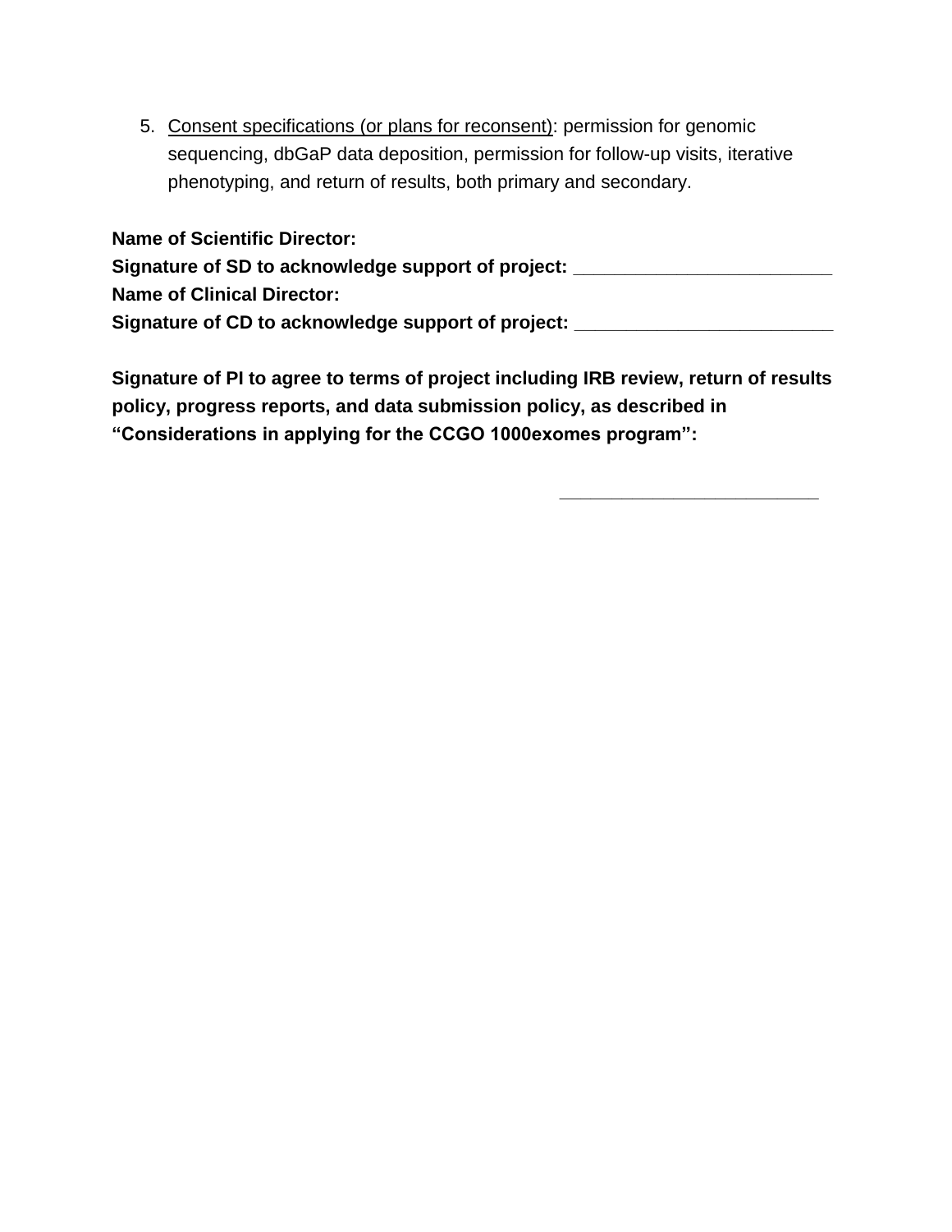5. <u>Consent specifications (or plans for reconsent)</u>: permission for genomic sequencing, dbGaP data deposition, permission for follow-up visits, iterative phenotyping, and return of results, both primary and secondary.

**Name of Scientific Director:**
**Signature of SD to acknowledge support of project: _________________________**
**Name of Clinical Director:**
**Signature of CD to acknowledge support of project: _________________________**

**Signature of PI to agree to terms of project including IRB review, return of results policy, progress reports, and data submission policy, as described in "Considerations in applying for the CCGO 1000exomes program":**

_________________________